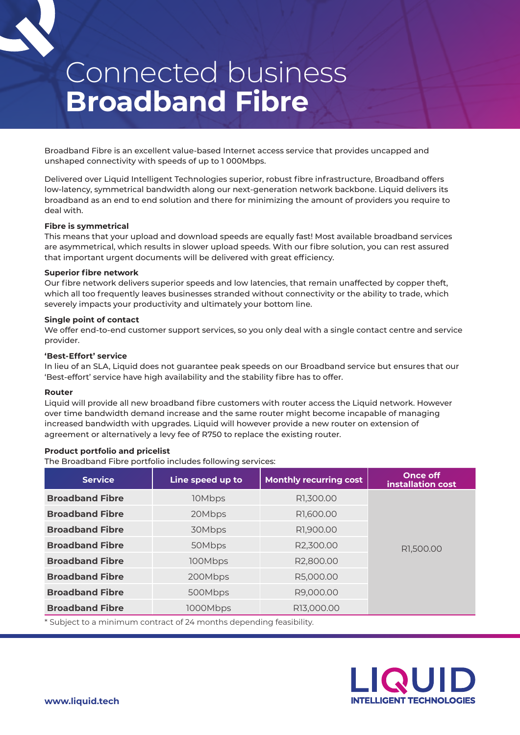# Connected business **Broadband Fibre**

Broadband Fibre is an excellent value-based Internet access service that provides uncapped and unshaped connectivity with speeds of up to 1 000Mbps.

Delivered over Liquid Intelligent Technologies superior, robust fibre infrastructure, Broadband offers low-latency, symmetrical bandwidth along our next-generation network backbone. Liquid delivers its broadband as an end to end solution and there for minimizing the amount of providers you require to deal with.

**Fibre is symmetrical**
This means that your upload and download speeds are equally fast! Most available broadband services are asymmetrical, which results in slower upload speeds. With our fibre solution, you can rest assured that important urgent documents will be delivered with great efficiency.

**Superior fibre network**
Our fibre network delivers superior speeds and low latencies, that remain unaffected by copper theft, which all too frequently leaves businesses stranded without connectivity or the ability to trade, which severely impacts your productivity and ultimately your bottom line.

**Single point of contact**
We offer end-to-end customer support services, so you only deal with a single contact centre and service provider.

**'Best-Effort' service**
In lieu of an SLA, Liquid does not guarantee peak speeds on our Broadband service but ensures that our 'Best-effort' service have high availability and the stability fibre has to offer.

**Router**
Liquid will provide all new broadband fibre customers with router access the Liquid network. However over time bandwidth demand increase and the same router might become incapable of managing increased bandwidth with upgrades. Liquid will however provide a new router on extension of agreement or alternatively a levy fee of R750 to replace the existing router.

**Product portfolio and pricelist**
The Broadband Fibre portfolio includes following services:

| Service | Line speed up to | Monthly recurring cost | Once off installation cost |
|---|---|---|---|
| **Broadband Fibre** | 10Mbps | R1,300.00 | R1,500.00 |
| **Broadband Fibre** | 20Mbps | R1,600.00 | |
| **Broadband Fibre** | 30Mbps | R1,900.00 | |
| **Broadband Fibre** | 50Mbps | R2,300.00 | |
| **Broadband Fibre** | 100Mbps | R2,800.00 | |
| **Broadband Fibre** | 200Mbps | R5,000.00 | |
| **Broadband Fibre** | 500Mbps | R9,000.00 | |
| **Broadband Fibre** | 1000Mbps | R13,000.00 | |

* Subject to a minimum contract of 24 months depending feasibility.

**www.liquid.tech**

LIQUID INTELLIGENT TECHNOLOGIES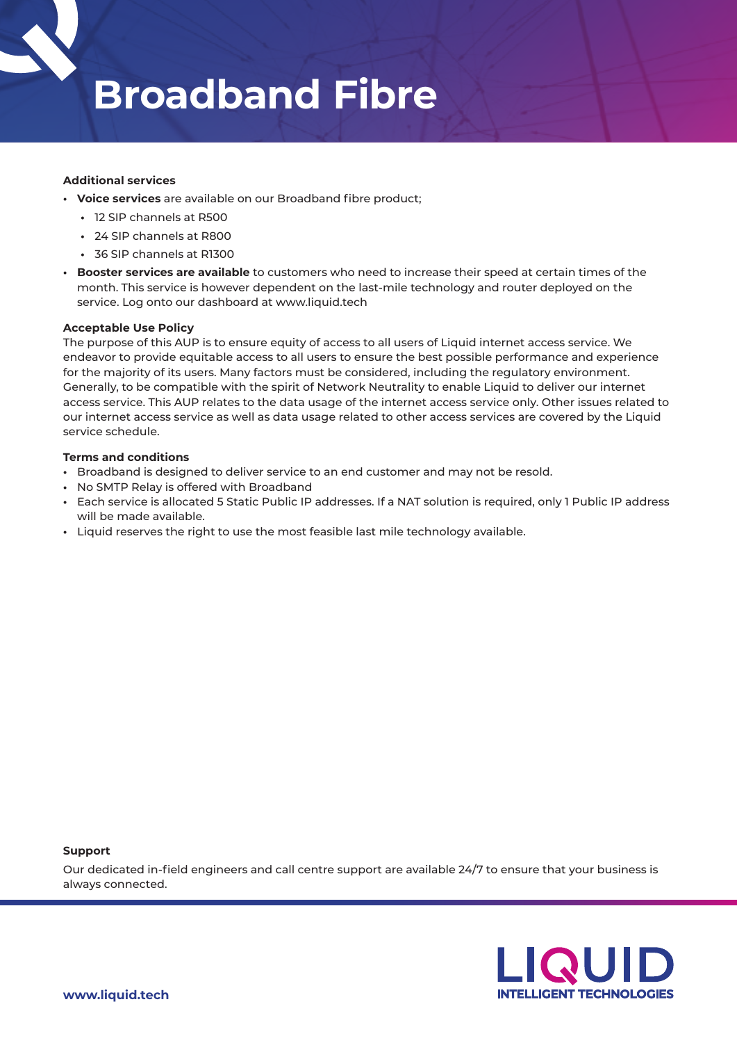# Broadband Fibre

**Additional services**

- **Voice services** are available on our Broadband fibre product;
  - 12 SIP channels at R500
  - 24 SIP channels at R800
  - 36 SIP channels at R1300
- **Booster services are available** to customers who need to increase their speed at certain times of the month. This service is however dependent on the last-mile technology and router deployed on the service. Log onto our dashboard at www.liquid.tech

**Acceptable Use Policy**

The purpose of this AUP is to ensure equity of access to all users of Liquid internet access service. We endeavor to provide equitable access to all users to ensure the best possible performance and experience for the majority of its users. Many factors must be considered, including the regulatory environment. Generally, to be compatible with the spirit of Network Neutrality to enable Liquid to deliver our internet access service. This AUP relates to the data usage of the internet access service only. Other issues related to our internet access service as well as data usage related to other access services are covered by the Liquid service schedule.

**Terms and conditions**

- Broadband is designed to deliver service to an end customer and may not be resold.
- No SMTP Relay is offered with Broadband
- Each service is allocated 5 Static Public IP addresses. If a NAT solution is required, only 1 Public IP address will be made available.
- Liquid reserves the right to use the most feasible last mile technology available.

**Support**

Our dedicated in-field engineers and call centre support are available 24/7 to ensure that your business is always connected.

www.liquid.tech

LIQUID INTELLIGENT TECHNOLOGIES